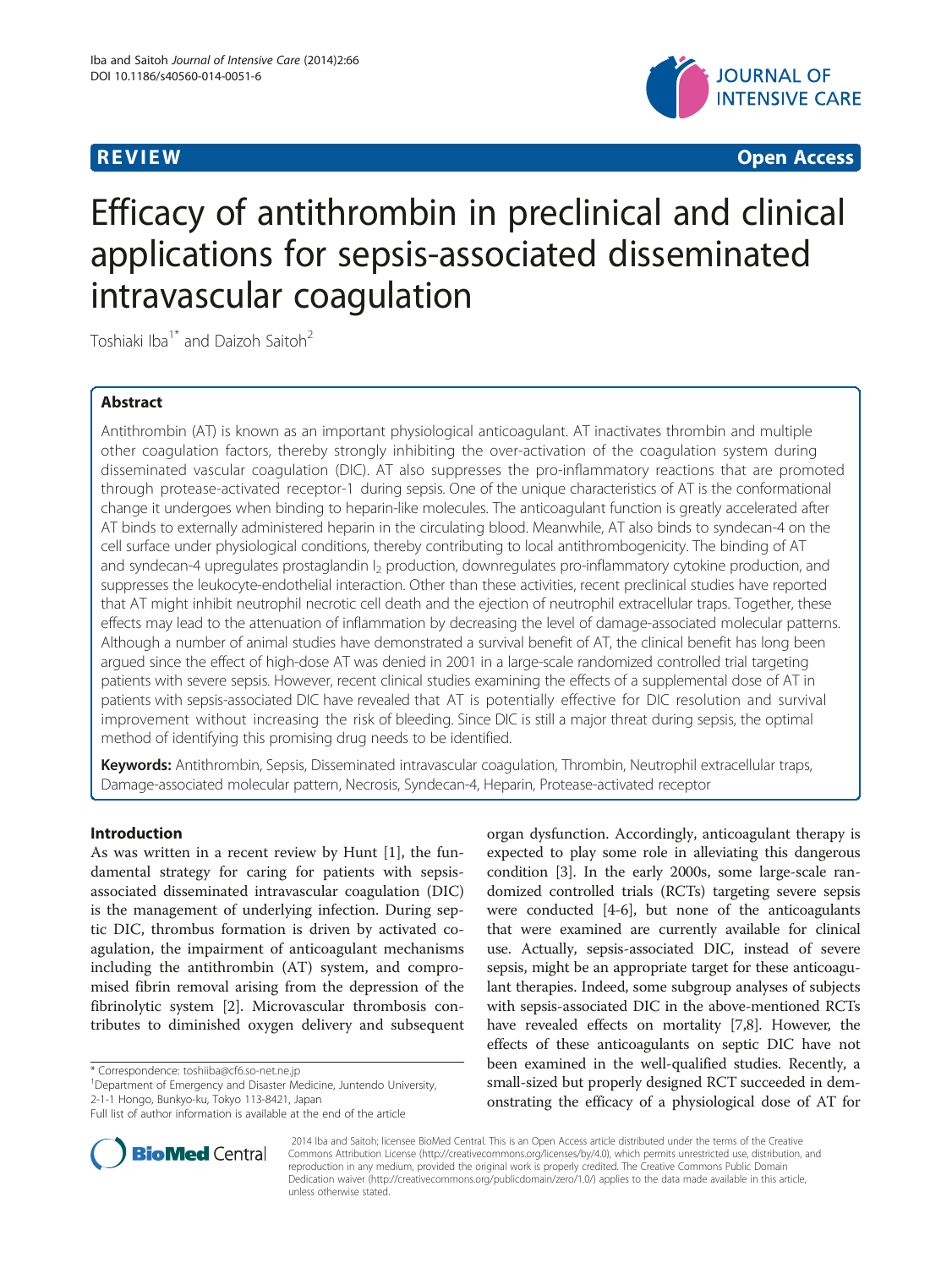**REVIEW** **Open Access**

# Efficacy of antithrombin in preclinical and clinical applications for sepsis-associated disseminated intravascular coagulation

Toshiaki Iba[1*] and Daizoh Saitoh[2]

## Abstract

Antithrombin (AT) is known as an important physiological anticoagulant. AT inactivates thrombin and multiple other coagulation factors, thereby strongly inhibiting the over-activation of the coagulation system during disseminated vascular coagulation (DIC). AT also suppresses the pro-inflammatory reactions that are promoted through protease-activated receptor-1 during sepsis. One of the unique characteristics of AT is the conformational change it undergoes when binding to heparin-like molecules. The anticoagulant function is greatly accelerated after AT binds to externally administered heparin in the circulating blood. Meanwhile, AT also binds to syndecan-4 on the cell surface under physiological conditions, thereby contributing to local antithrombogenicity. The binding of AT and syndecan-4 upregulates prostaglandin $I_2$ production, downregulates pro-inflammatory cytokine production, and suppresses the leukocyte-endothelial interaction. Other than these activities, recent preclinical studies have reported that AT might inhibit neutrophil necrotic cell death and the ejection of neutrophil extracellular traps. Together, these effects may lead to the attenuation of inflammation by decreasing the level of damage-associated molecular patterns. Although a number of animal studies have demonstrated a survival benefit of AT, the clinical benefit has long been argued since the effect of high-dose AT was denied in 2001 in a large-scale randomized controlled trial targeting patients with severe sepsis. However, recent clinical studies examining the effects of a supplemental dose of AT in patients with sepsis-associated DIC have revealed that AT is potentially effective for DIC resolution and survival improvement without increasing the risk of bleeding. Since DIC is still a major threat during sepsis, the optimal method of identifying this promising drug needs to be identified.

**Keywords:** Antithrombin, Sepsis, Disseminated intravascular coagulation, Thrombin, Neutrophil extracellular traps, Damage-associated molecular pattern, Necrosis, Syndecan-4, Heparin, Protease-activated receptor

## Introduction

As was written in a recent review by Hunt [1], the fundamental strategy for caring for patients with sepsis-associated disseminated intravascular coagulation (DIC) is the management of underlying infection. During septic DIC, thrombus formation is driven by activated coagulation, the impairment of anticoagulant mechanisms including the antithrombin (AT) system, and compromised fibrin removal arising from the depression of the fibrinolytic system [2]. Microvascular thrombosis contributes to diminished oxygen delivery and subsequent organ dysfunction. Accordingly, anticoagulant therapy is expected to play some role in alleviating this dangerous condition [3]. In the early 2000s, some large-scale randomized controlled trials (RCTs) targeting severe sepsis were conducted [4-6], but none of the anticoagulants that were examined are currently available for clinical use. Actually, sepsis-associated DIC, instead of severe sepsis, might be an appropriate target for these anticoagulant therapies. Indeed, some subgroup analyses of subjects with sepsis-associated DIC in the above-mentioned RCTs have revealed effects on mortality [7,8]. However, the effects of these anticoagulants on septic DIC have not been examined in the well-qualified studies. Recently, a small-sized but properly designed RCT succeeded in demonstrating the efficacy of a physiological dose of AT for

\* Correspondence: toshiiba@cf6.so-net.ne.jp
[1]Department of Emergency and Disaster Medicine, Juntendo University, 2-1-1 Hongo, Bunkyo-ku, Tokyo 113-8421, Japan
Full list of author information is available at the end of the article

© 2014 Iba and Saitoh; licensee BioMed Central. This is an Open Access article distributed under the terms of the Creative Commons Attribution License (http://creativecommons.org/licenses/by/4.0), which permits unrestricted use, distribution, and reproduction in any medium, provided the original work is properly credited. The Creative Commons Public Domain Dedication waiver (http://creativecommons.org/publicdomain/zero/1.0/) applies to the data made available in this article, unless otherwise stated.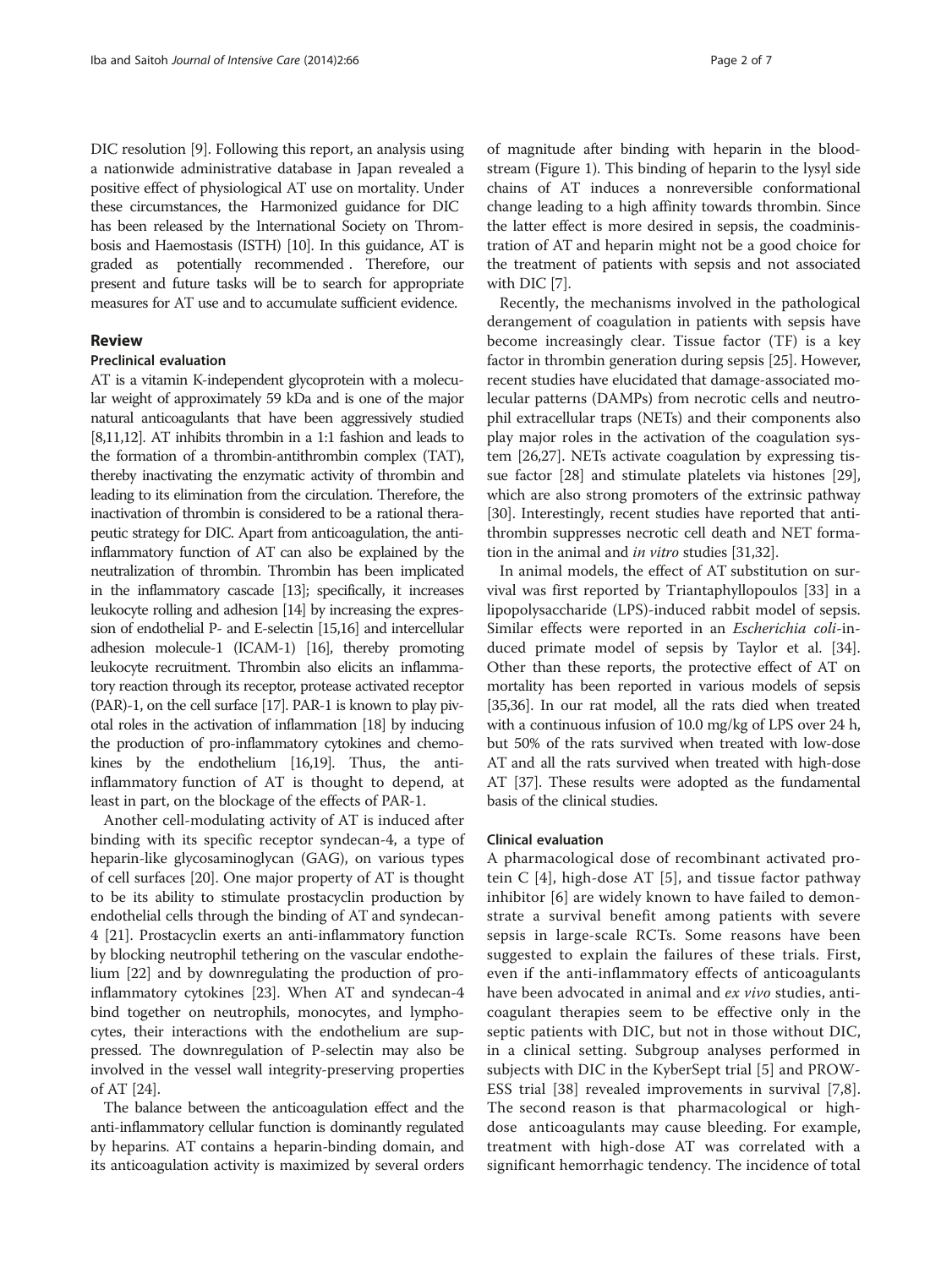DIC resolution [9]. Following this report, an analysis using a nationwide administrative database in Japan revealed a positive effect of physiological AT use on mortality. Under these circumstances, the Harmonized guidance for DIC has been released by the International Society on Thrombosis and Haemostasis (ISTH) [10]. In this guidance, AT is graded as potentially recommended . Therefore, our present and future tasks will be to search for appropriate measures for AT use and to accumulate sufficient evidence.

## Review

### Preclinical evaluation

AT is a vitamin K-independent glycoprotein with a molecular weight of approximately 59 kDa and is one of the major natural anticoagulants that have been aggressively studied [8,11,12]. AT inhibits thrombin in a 1:1 fashion and leads to the formation of a thrombin-antithrombin complex (TAT), thereby inactivating the enzymatic activity of thrombin and leading to its elimination from the circulation. Therefore, the inactivation of thrombin is considered to be a rational therapeutic strategy for DIC. Apart from anticoagulation, the anti-inflammatory function of AT can also be explained by the neutralization of thrombin. Thrombin has been implicated in the inflammatory cascade [13]; specifically, it increases leukocyte rolling and adhesion [14] by increasing the expression of endothelial P- and E-selectin [15,16] and intercellular adhesion molecule-1 (ICAM-1) [16], thereby promoting leukocyte recruitment. Thrombin also elicits an inflammatory reaction through its receptor, protease activated receptor (PAR)-1, on the cell surface [17]. PAR-1 is known to play pivotal roles in the activation of inflammation [18] by inducing the production of pro-inflammatory cytokines and chemokines by the endothelium [16,19]. Thus, the anti-inflammatory function of AT is thought to depend, at least in part, on the blockage of the effects of PAR-1.

Another cell-modulating activity of AT is induced after binding with its specific receptor syndecan-4, a type of heparin-like glycosaminoglycan (GAG), on various types of cell surfaces [20]. One major property of AT is thought to be its ability to stimulate prostacyclin production by endothelial cells through the binding of AT and syndecan-4 [21]. Prostacyclin exerts an anti-inflammatory function by blocking neutrophil tethering on the vascular endothelium [22] and by downregulating the production of pro-inflammatory cytokines [23]. When AT and syndecan-4 bind together on neutrophils, monocytes, and lymphocytes, their interactions with the endothelium are suppressed. The downregulation of P-selectin may also be involved in the vessel wall integrity-preserving properties of AT [24].

The balance between the anticoagulation effect and the anti-inflammatory cellular function is dominantly regulated by heparins. AT contains a heparin-binding domain, and its anticoagulation activity is maximized by several orders of magnitude after binding with heparin in the bloodstream (Figure 1). This binding of heparin to the lysyl side chains of AT induces a nonreversible conformational change leading to a high affinity towards thrombin. Since the latter effect is more desired in sepsis, the coadministration of AT and heparin might not be a good choice for the treatment of patients with sepsis and not associated with DIC [7].

Recently, the mechanisms involved in the pathological derangement of coagulation in patients with sepsis have become increasingly clear. Tissue factor (TF) is a key factor in thrombin generation during sepsis [25]. However, recent studies have elucidated that damage-associated molecular patterns (DAMPs) from necrotic cells and neutrophil extracellular traps (NETs) and their components also play major roles in the activation of the coagulation system [26,27]. NETs activate coagulation by expressing tissue factor [28] and stimulate platelets via histones [29], which are also strong promoters of the extrinsic pathway [30]. Interestingly, recent studies have reported that antithrombin suppresses necrotic cell death and NET formation in the animal and *in vitro* studies [31,32].

In animal models, the effect of AT substitution on survival was first reported by Triantaphyllopoulos [33] in a lipopolysaccharide (LPS)-induced rabbit model of sepsis. Similar effects were reported in an *Escherichia coli*-induced primate model of sepsis by Taylor et al. [34]. Other than these reports, the protective effect of AT on mortality has been reported in various models of sepsis [35,36]. In our rat model, all the rats died when treated with a continuous infusion of 10.0 mg/kg of LPS over 24 h, but 50% of the rats survived when treated with low-dose AT and all the rats survived when treated with high-dose AT [37]. These results were adopted as the fundamental basis of the clinical studies.

### Clinical evaluation

A pharmacological dose of recombinant activated protein C [4], high-dose AT [5], and tissue factor pathway inhibitor [6] are widely known to have failed to demonstrate a survival benefit among patients with severe sepsis in large-scale RCTs. Some reasons have been suggested to explain the failures of these trials. First, even if the anti-inflammatory effects of anticoagulants have been advocated in animal and *ex vivo* studies, anticoagulant therapies seem to be effective only in the septic patients with DIC, but not in those without DIC, in a clinical setting. Subgroup analyses performed in subjects with DIC in the KyberSept trial [5] and PROWESS trial [38] revealed improvements in survival [7,8]. The second reason is that pharmacological or high-dose anticoagulants may cause bleeding. For example, treatment with high-dose AT was correlated with a significant hemorrhagic tendency. The incidence of total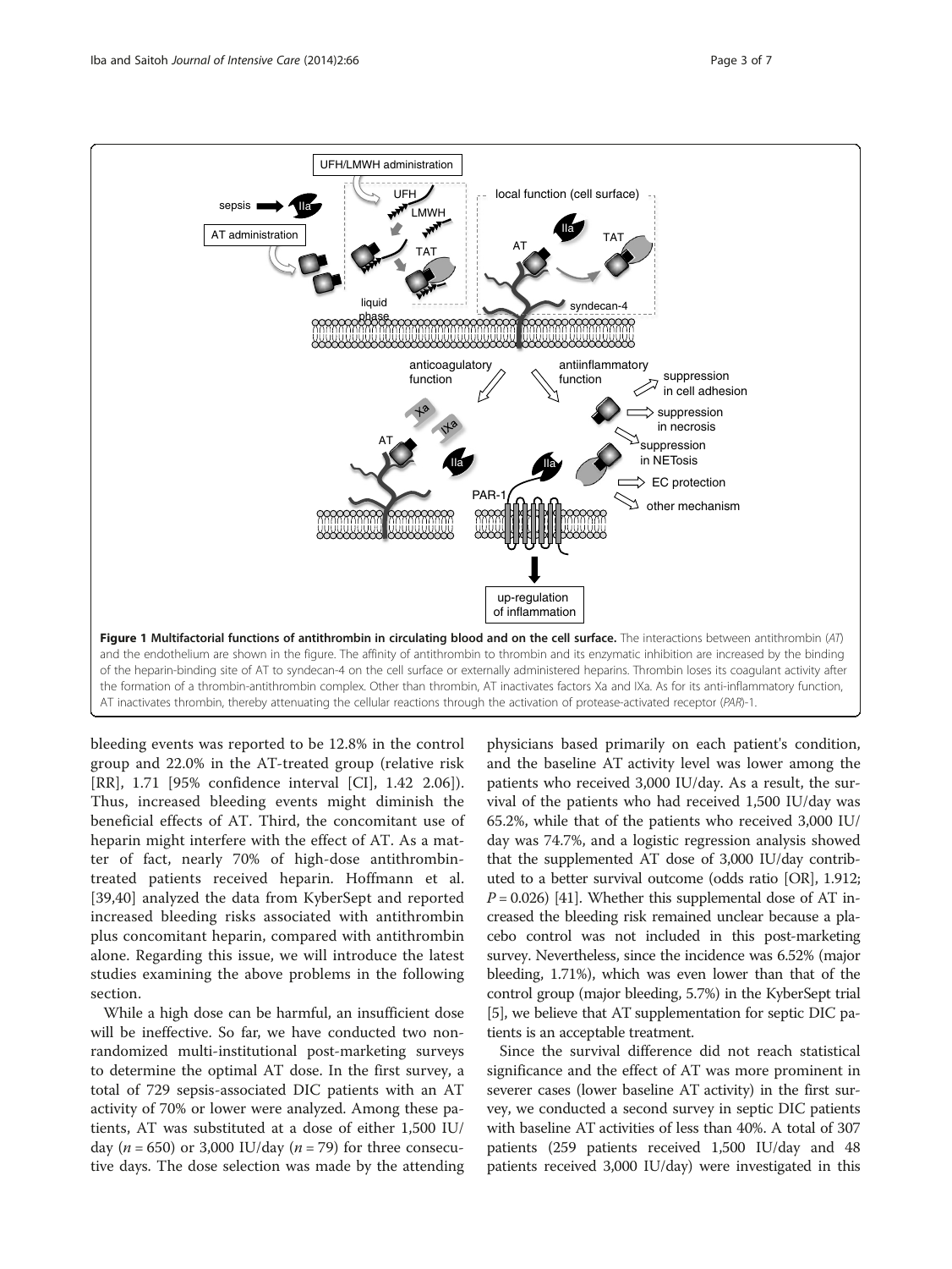**Figure 1 Multifactorial functions of antithrombin in circulating blood and on the cell surface.** The interactions between antithrombin (*AT*) and the endothelium are shown in the figure. The affinity of antithrombin to thrombin and its enzymatic inhibition are increased by the binding of the heparin-binding site of AT to syndecan-4 on the cell surface or externally administered heparins. Thrombin loses its coagulant activity after the formation of a thrombin-antithrombin complex. Other than thrombin, AT inactivates factors Xa and IXa. As for its anti-inflammatory function, AT inactivates thrombin, thereby attenuating the cellular reactions through the activation of protease-activated receptor (*PAR*)-1.

bleeding events was reported to be 12.8% in the control group and 22.0% in the AT-treated group (relative risk [RR], 1.71 [95% confidence interval [CI], 1.42 2.06]). Thus, increased bleeding events might diminish the beneficial effects of AT. Third, the concomitant use of heparin might interfere with the effect of AT. As a matter of fact, nearly 70% of high-dose antithrombin-treated patients received heparin. Hoffmann et al. [39,40] analyzed the data from KyberSept and reported increased bleeding risks associated with antithrombin plus concomitant heparin, compared with antithrombin alone. Regarding this issue, we will introduce the latest studies examining the above problems in the following section.

While a high dose can be harmful, an insufficient dose will be ineffective. So far, we have conducted two non-randomized multi-institutional post-marketing surveys to determine the optimal AT dose. In the first survey, a total of 729 sepsis-associated DIC patients with an AT activity of 70% or lower were analyzed. Among these patients, AT was substituted at a dose of either 1,500 IU/day ($n = 650$) or 3,000 IU/day ($n = 79$) for three consecutive days. The dose selection was made by the attending physicians based primarily on each patient's condition, and the baseline AT activity level was lower among the patients who received 3,000 IU/day. As a result, the survival of the patients who had received 1,500 IU/day was 65.2%, while that of the patients who received 3,000 IU/day was 74.7%, and a logistic regression analysis showed that the supplemented AT dose of 3,000 IU/day contributed to a better survival outcome (odds ratio [OR], 1.912; $P = 0.026$) [41]. Whether this supplemental dose of AT increased the bleeding risk remained unclear because a placebo control was not included in this post-marketing survey. Nevertheless, since the incidence was 6.52% (major bleeding, 1.71%), which was even lower than that of the control group (major bleeding, 5.7%) in the KyberSept trial [5], we believe that AT supplementation for septic DIC patients is an acceptable treatment.

Since the survival difference did not reach statistical significance and the effect of AT was more prominent in severer cases (lower baseline AT activity) in the first survey, we conducted a second survey in septic DIC patients with baseline AT activities of less than 40%. A total of 307 patients (259 patients received 1,500 IU/day and 48 patients received 3,000 IU/day) were investigated in this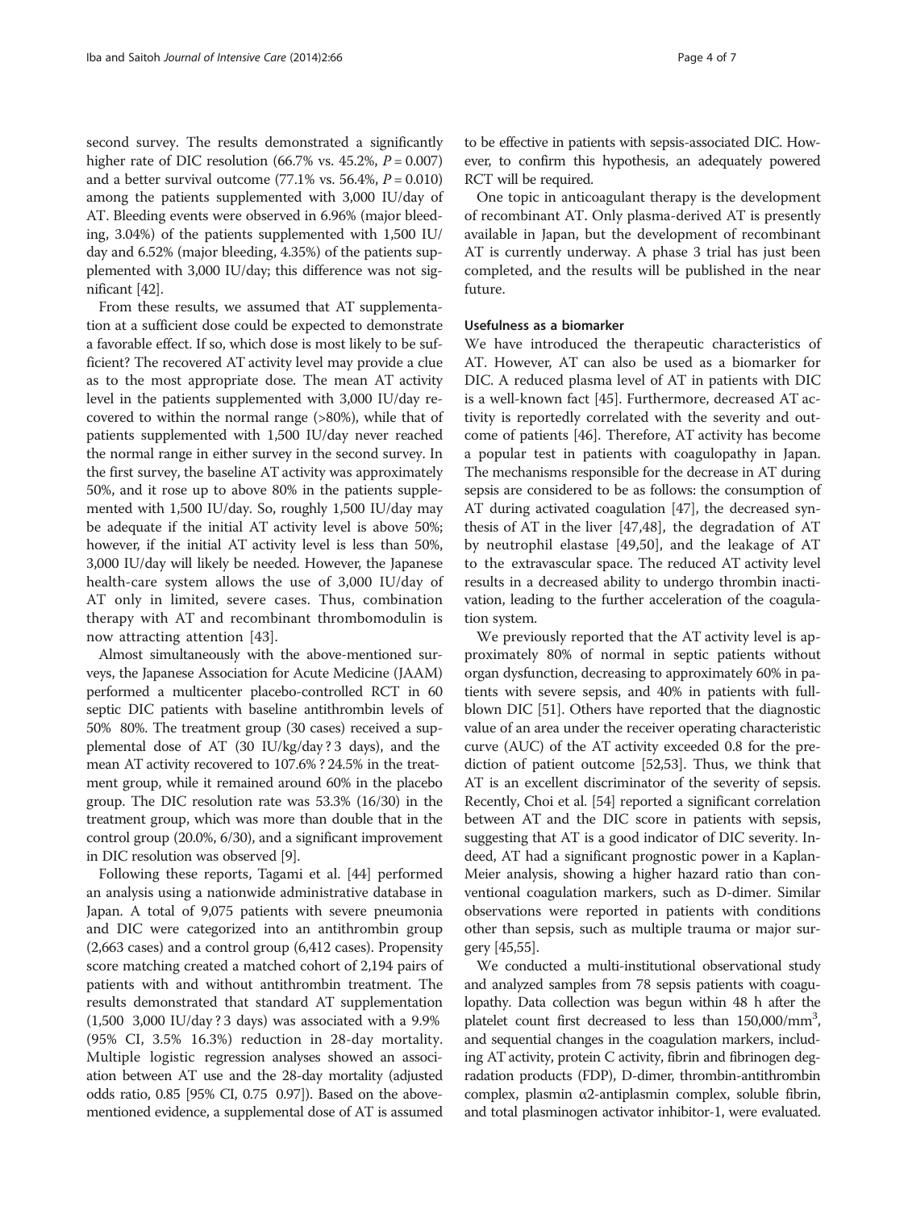second survey. The results demonstrated a significantly higher rate of DIC resolution (66.7% vs. 45.2%, $P = 0.007$) and a better survival outcome (77.1% vs. 56.4%, $P = 0.010$) among the patients supplemented with 3,000 IU/day of AT. Bleeding events were observed in 6.96% (major bleeding, 3.04%) of the patients supplemented with 1,500 IU/day and 6.52% (major bleeding, 4.35%) of the patients supplemented with 3,000 IU/day; this difference was not significant [42].

From these results, we assumed that AT supplementation at a sufficient dose could be expected to demonstrate a favorable effect. If so, which dose is most likely to be sufficient? The recovered AT activity level may provide a clue as to the most appropriate dose. The mean AT activity level in the patients supplemented with 3,000 IU/day recovered to within the normal range (>80%), while that of patients supplemented with 1,500 IU/day never reached the normal range in either survey in the second survey. In the first survey, the baseline AT activity was approximately 50%, and it rose up to above 80% in the patients supplemented with 1,500 IU/day. So, roughly 1,500 IU/day may be adequate if the initial AT activity level is above 50%; however, if the initial AT activity level is less than 50%, 3,000 IU/day will likely be needed. However, the Japanese health-care system allows the use of 3,000 IU/day of AT only in limited, severe cases. Thus, combination therapy with AT and recombinant thrombomodulin is now attracting attention [43].

Almost simultaneously with the above-mentioned surveys, the Japanese Association for Acute Medicine (JAAM) performed a multicenter placebo-controlled RCT in 60 septic DIC patients with baseline antithrombin levels of 50% 80%. The treatment group (30 cases) received a supplemental dose of AT (30 IU/kg/day ? 3 days), and the mean AT activity recovered to 107.6% ? 24.5% in the treatment group, while it remained around 60% in the placebo group. The DIC resolution rate was 53.3% (16/30) in the treatment group, which was more than double that in the control group (20.0%, 6/30), and a significant improvement in DIC resolution was observed [9].

Following these reports, Tagami et al. [44] performed an analysis using a nationwide administrative database in Japan. A total of 9,075 patients with severe pneumonia and DIC were categorized into an antithrombin group (2,663 cases) and a control group (6,412 cases). Propensity score matching created a matched cohort of 2,194 pairs of patients with and without antithrombin treatment. The results demonstrated that standard AT supplementation (1,500 3,000 IU/day ? 3 days) was associated with a 9.9% (95% CI, 3.5% 16.3%) reduction in 28-day mortality. Multiple logistic regression analyses showed an association between AT use and the 28-day mortality (adjusted odds ratio, 0.85 [95% CI, 0.75 0.97]). Based on the above-mentioned evidence, a supplemental dose of AT is assumed to be effective in patients with sepsis-associated DIC. However, to confirm this hypothesis, an adequately powered RCT will be required.

One topic in anticoagulant therapy is the development of recombinant AT. Only plasma-derived AT is presently available in Japan, but the development of recombinant AT is currently underway. A phase 3 trial has just been completed, and the results will be published in the near future.

#### Usefulness as a biomarker

We have introduced the therapeutic characteristics of AT. However, AT can also be used as a biomarker for DIC. A reduced plasma level of AT in patients with DIC is a well-known fact [45]. Furthermore, decreased AT activity is reportedly correlated with the severity and outcome of patients [46]. Therefore, AT activity has become a popular test in patients with coagulopathy in Japan. The mechanisms responsible for the decrease in AT during sepsis are considered to be as follows: the consumption of AT during activated coagulation [47], the decreased synthesis of AT in the liver [47,48], the degradation of AT by neutrophil elastase [49,50], and the leakage of AT to the extravascular space. The reduced AT activity level results in a decreased ability to undergo thrombin inactivation, leading to the further acceleration of the coagulation system.

We previously reported that the AT activity level is approximately 80% of normal in septic patients without organ dysfunction, decreasing to approximately 60% in patients with severe sepsis, and 40% in patients with full-blown DIC [51]. Others have reported that the diagnostic value of an area under the receiver operating characteristic curve (AUC) of the AT activity exceeded 0.8 for the prediction of patient outcome [52,53]. Thus, we think that AT is an excellent discriminator of the severity of sepsis. Recently, Choi et al. [54] reported a significant correlation between AT and the DIC score in patients with sepsis, suggesting that AT is a good indicator of DIC severity. Indeed, AT had a significant prognostic power in a Kaplan-Meier analysis, showing a higher hazard ratio than conventional coagulation markers, such as D-dimer. Similar observations were reported in patients with conditions other than sepsis, such as multiple trauma or major surgery [45,55].

We conducted a multi-institutional observational study and analyzed samples from 78 sepsis patients with coagulopathy. Data collection was begun within 48 h after the platelet count first decreased to less than 150,000/mm$^3$, and sequential changes in the coagulation markers, including AT activity, protein C activity, fibrin and fibrinogen degradation products (FDP), D-dimer, thrombin-antithrombin complex, plasmin $\alpha$2-antiplasmin complex, soluble fibrin, and total plasminogen activator inhibitor-1, were evaluated.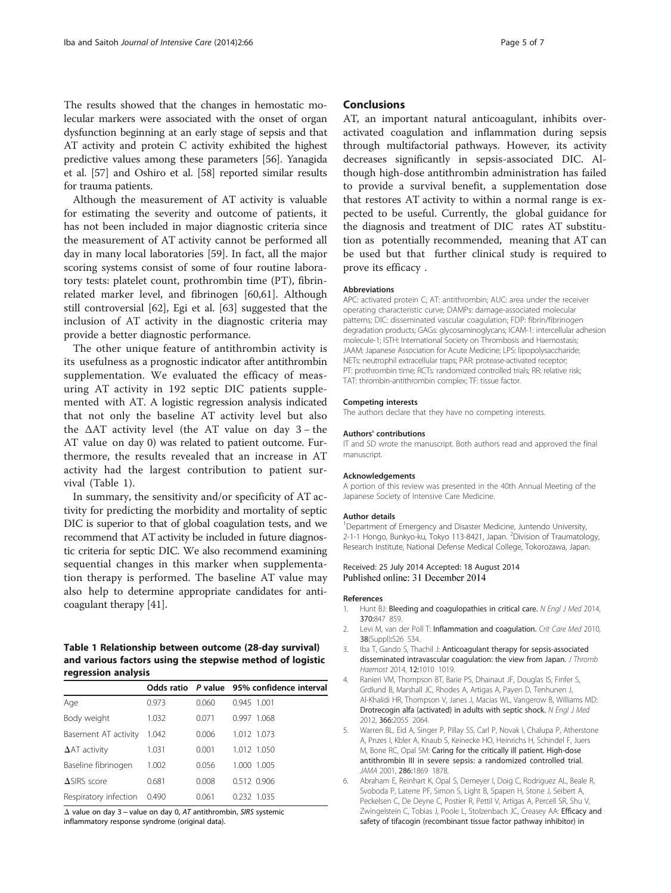The results showed that the changes in hemostatic molecular markers were associated with the onset of organ dysfunction beginning at an early stage of sepsis and that AT activity and protein C activity exhibited the highest predictive values among these parameters [56]. Yanagida et al. [57] and Oshiro et al. [58] reported similar results for trauma patients.

Although the measurement of AT activity is valuable for estimating the severity and outcome of patients, it has not been included in major diagnostic criteria since the measurement of AT activity cannot be performed all day in many local laboratories [59]. In fact, all the major scoring systems consist of some of four routine laboratory tests: platelet count, prothrombin time (PT), fibrin-related marker level, and fibrinogen [60,61]. Although still controversial [62], Egi et al. [63] suggested that the inclusion of AT activity in the diagnostic criteria may provide a better diagnostic performance.

The other unique feature of antithrombin activity is its usefulness as a prognostic indicator after antithrombin supplementation. We evaluated the efficacy of measuring AT activity in 192 septic DIC patients supplemented with AT. A logistic regression analysis indicated that not only the baseline AT activity level but also the ΔAT activity level (the AT value on day 3 – the AT value on day 0) was related to patient outcome. Furthermore, the results revealed that an increase in AT activity had the largest contribution to patient survival (Table 1).

In summary, the sensitivity and/or specificity of AT activity for predicting the morbidity and mortality of septic DIC is superior to that of global coagulation tests, and we recommend that AT activity be included in future diagnostic criteria for septic DIC. We also recommend examining sequential changes in this marker when supplementation therapy is performed. The baseline AT value may also help to determine appropriate candidates for anticoagulant therapy [41].

**Table 1 Relationship between outcome (28-day survival) and various factors using the stepwise method of logistic regression analysis**

| | Odds ratio | *P* value | 95% confidence interval |
|---|---|---|---|
| Age | 0.973 | 0.060 | 0.945 1.001 |
| Body weight | 1.032 | 0.071 | 0.997 1.068 |
| Basement AT activity | 1.042 | 0.006 | 1.012 1.073 |
| ΔAT activity | 1.031 | 0.001 | 1.012 1.050 |
| Baseline fibrinogen | 1.002 | 0.056 | 1.000 1.005 |
| ΔSIRS score | 0.681 | 0.008 | 0.512 0.906 |
| Respiratory infection | 0.490 | 0.061 | 0.232 1.035 |

Δ value on day 3 – value on day 0, *AT* antithrombin, *SIRS* systemic inflammatory response syndrome (original data).

## Conclusions

AT, an important natural anticoagulant, inhibits overactivated coagulation and inflammation during sepsis through multifactorial pathways. However, its activity decreases significantly in sepsis-associated DIC. Although high-dose antithrombin administration has failed to provide a survival benefit, a supplementation dose that restores AT activity to within a normal range is expected to be useful. Currently, the global guidance for the diagnosis and treatment of DIC rates AT substitution as potentially recommended, meaning that AT can be used but that further clinical study is required to prove its efficacy .

#### Abbreviations

APC: activated protein C; AT: antithrombin; AUC: area under the receiver operating characteristic curve; DAMPs: damage-associated molecular patterns; DIC: disseminated vascular coagulation; FDP: fibrin/fibrinogen degradation products; GAGs: glycosaminoglycans; ICAM-1: intercellular adhesion molecule-1; ISTH: International Society on Thrombosis and Haemostasis; JAAM: Japanese Association for Acute Medicine; LPS: lipopolysaccharide; NETs: neutrophil extracellular traps; PAR: protease-activated receptor; PT: prothrombin time; RCTs: randomized controlled trials; RR: relative risk; TAT: thrombin-antithrombin complex; TF: tissue factor.

#### Competing interests

The authors declare that they have no competing interests.

#### Authors' contributions

IT and SD wrote the manuscript. Both authors read and approved the final manuscript.

#### Acknowledgements

A portion of this review was presented in the 40th Annual Meeting of the Japanese Society of Intensive Care Medicine.

#### Author details

[1]Department of Emergency and Disaster Medicine, Juntendo University, 2-1-1 Hongo, Bunkyo-ku, Tokyo 113-8421, Japan. [2]Division of Traumatology, Research Institute, National Defense Medical College, Tokorozawa, Japan.

Received: 25 July 2014 Accepted: 18 August 2014
Published online: 31 December 2014

#### References

1. Hunt BJ: **Bleeding and coagulopathies in critical care.** *N Engl J Med* 2014, **370:**847 859.
2. Levi M, van der Poll T: **Inflammation and coagulation.** *Crit Care Med* 2010, **38**(Suppl):S26 S34.
3. Iba T, Gando S, Thachil J: **Anticoagulant therapy for sepsis-associated disseminated intravascular coagulation: the view from Japan.** *J Thromb Haemost* 2014, **12:**1010 1019.
4. Ranieri VM, Thompson BT, Barie PS, Dhainaut JF, Douglas IS, Finfer S, Grdlund B, Marshall JC, Rhodes A, Artigas A, Payen D, Tenhunen J, Al-Khalidi HR, Thompson V, Janes J, Macias WL, Vangerow B, Williams MD: **Drotrecogin alfa (activated) in adults with septic shock.** *N Engl J Med* 2012, **366:**2055 2064.
5. Warren BL, Eid A, Singer P, Pillay SS, Carl P, Novak I, Chalupa P, Atherstone A, Pnzes I, Kbler A, Knaub S, Keinecke HO, Heinrichs H, Schindel F, Juers M, Bone RC, Opal SM: **Caring for the critically ill patient. High-dose antithrombin III in severe sepsis: a randomized controlled trial.** *JAMA* 2001, **286:**1869 1878.
6. Abraham E, Reinhart K, Opal S, Demeyer I, Doig C, Rodriguez AL, Beale R, Svoboda P, Laterre PF, Simon S, Light B, Spapen H, Stone J, Seibert A, Peckelsen C, De Deyne C, Postier R, Pettil V, Artigas A, Percell SR, Shu V, Zwingelstein C, Tobias J, Poole L, Stolzenbach JC, Creasey AA: **Efficacy and safety of tifacogin (recombinant tissue factor pathway inhibitor) in**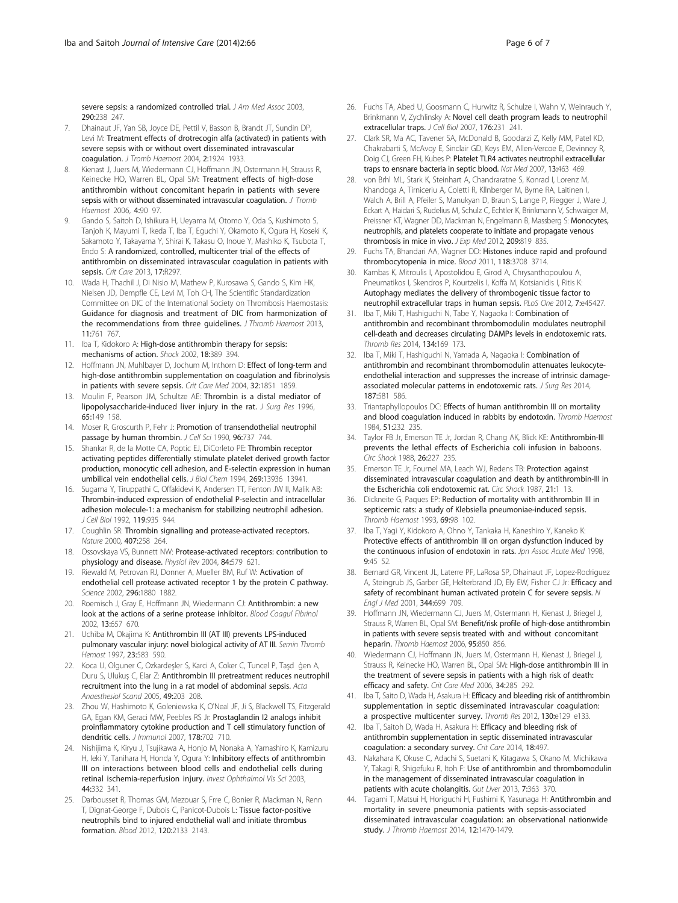severe sepsis: a randomized controlled trial. *J Am Med Assoc* 2003, 290:238 247.

7. Dhainaut JF, Yan SB, Joyce DE, Pettil V, Basson B, Brandt JT, Sundin DP, Levi M: **Treatment effects of drotrecogin alfa (activated) in patients with severe sepsis with or without overt disseminated intravascular coagulation.** *J Tromb Haemost* 2004, 2:1924 1933.
8. Kienast J, Juers M, Wiedermann CJ, Hoffmann JN, Ostermann H, Strauss R, Keinecke HO, Warren BL, Opal SM: **Treatment effects of high-dose antithrombin without concomitant heparin in patients with severe sepsis with or without disseminated intravascular coagulation.** *J Tromb Haemost* 2006, 4:90 97.
9. Gando S, Saitoh D, Ishikura H, Ueyama M, Otomo Y, Oda S, Kushimoto S, Tanjoh K, Mayumi T, Ikeda T, Iba T, Eguchi Y, Okamoto K, Ogura H, Koseki K, Sakamoto Y, Takayama Y, Shirai K, Takasu O, Inoue Y, Mashiko K, Tsubota T, Endo S: **A randomized, controlled, multicenter trial of the effects of antithrombin on disseminated intravascular coagulation in patients with sepsis.** *Crit Care* 2013, 17:R297.
10. Wada H, Thachil J, Di Nisio M, Mathew P, Kurosawa S, Gando S, Kim HK, Nielsen JD, Dempfle CE, Levi M, Toh CH, The Scientific Standardization Committee on DIC of the International Society on Thrombosis Haemostasis: **Guidance for diagnosis and treatment of DIC from harmonization of the recommendations from three guidelines.** *J Thromb Haemost* 2013, 11:761 767.
11. Iba T, Kidokoro A: **High-dose antithrombin therapy for sepsis: mechanisms of action.** *Shock* 2002, 18:389 394.
12. Hoffmann JN, Muhlbayer D, Jochum M, Inthorn D: **Effect of long-term and high-dose antithrombin supplementation on coagulation and fibrinolysis in patients with severe sepsis.** *Crit Care Med* 2004, 32:1851 1859.
13. Moulin F, Pearson JM, Schultze AE: **Thrombin is a distal mediator of lipopolysaccharide-induced liver injury in the rat.** *J Surg Res* 1996, 65:149 158.
14. Moser R, Groscurth P, Fehr J: **Promotion of transendothelial neutrophil passage by human thrombin.** *J Cell Sci* 1990, 96:737 744.
15. Shankar R, de la Motte CA, Poptic EJ, DiCorleto PE: **Thrombin receptor activating peptides differentially stimulate platelet derived growth factor production, monocytic cell adhesion, and E-selectin expression in human umbilical vein endothelial cells.** *J Biol Chem* 1994, 269:13936 13941.
16. Sugama Y, Tiruppathi C, Offakidevi K, Andersen TT, Fenton JW II, Malik AB: **Thrombin-induced expression of endothelial P-selectin and intracellular adhesion molecule-1: a mechanism for stabilizing neutrophil adhesion.** *J Cell Biol* 1992, 119:935 944.
17. Coughlin SR: **Thrombin signalling and protease-activated receptors.** *Nature* 2000, 407:258 264.
18. Ossovskaya VS, Bunnett NW: **Protease-activated receptors: contribution to physiology and disease.** *Physiol Rev* 2004, 84:579 621.
19. Riewald M, Petrovan RJ, Donner A, Mueller BM, Ruf W: **Activation of endothelial cell protease activated receptor 1 by the protein C pathway.** *Science* 2002, 296:1880 1882.
20. Roemisch J, Gray E, Hoffmann JN, Wiedermann CJ: **Antithrombin: a new look at the actions of a serine protease inhibitor.** *Blood Coagul Fibrinol* 2002, 13:657 670.
21. Uchiba M, Okajima K: **Antithrombin III (AT III) prevents LPS-induced pulmonary vascular injury: novel biological activity of AT III.** *Semin Thromb Hemost* 1997, 23:583 590.
22. Koca U, Olguner C, Ozkardeşler S, Karci A, Coker C, Tuncel P, Taşd ğen A, Duru S, Ulukuş C, Elar Z: **Antithrombin III pretreatment reduces neutrophil recruitment into the lung in a rat model of abdominal sepsis.** *Acta Anaesthesiol Scand* 2005, 49:203 208.
23. Zhou W, Hashimoto K, Goleniewska K, O'Neal JF, Ji S, Blackwell TS, Fitzgerald GA, Egan KM, Geraci MW, Peebles RS Jr: **Prostaglandin I2 analogs inhibit proinflammatory cytokine production and T cell stimulatory function of dendritic cells.** *J Immunol* 2007, 178:702 710.
24. Nishijima K, Kiryu J, Tsujikawa A, Honjo M, Nonaka A, Yamashiro K, Kamizuru H, Ieki Y, Tanihara H, Honda Y, Ogura Y: **Inhibitory effects of antithrombin III on interactions between blood cells and endothelial cells during retinal ischemia-reperfusion injury.** *Invest Ophthalmol Vis Sci* 2003, 44:332 341.
25. Darbousset R, Thomas GM, Mezouar S, Frre C, Bonier R, Mackman N, Renn T, Dignat-George F, Dubois C, Panicot-Dubois L: **Tissue factor-positive neutrophils bind to injured endothelial wall and initiate thrombus formation.** *Blood* 2012, 120:2133 2143.
26. Fuchs TA, Abed U, Goosmann C, Hurwitz R, Schulze I, Wahn V, Weinrauch Y, Brinkmann V, Zychlinsky A: **Novel cell death program leads to neutrophil extracellular traps.** *J Cell Biol* 2007, 176:231 241.
27. Clark SR, Ma AC, Tavener SA, McDonald B, Goodarzi Z, Kelly MM, Patel KD, Chakrabarti S, McAvoy E, Sinclair GD, Keys EM, Allen-Vercoe E, Devinney R, Doig CJ, Green FH, Kubes P: **Platelet TLR4 activates neutrophil extracellular traps to ensnare bacteria in septic blood.** *Nat Med* 2007, 13:463 469.
28. von Brhl ML, Stark K, Steinhart A, Chandraratne S, Konrad I, Lorenz M, Khandoga A, Tirniceriu A, Coletti R, Kllnberger M, Byrne RA, Laitinen I, Walch A, Brill A, Pfeiler S, Manukyan D, Braun S, Lange P, Riegger J, Ware J, Eckart A, Haidari S, Rudelius M, Schulz C, Echtler K, Brinkmann V, Schwaiger M, Preissner KT, Wagner DD, Mackman N, Engelmann B, Massberg S: **Monocytes, neutrophils, and platelets cooperate to initiate and propagate venous thrombosis in mice in vivo.** *J Exp Med* 2012, 209:819 835.
29. Fuchs TA, Bhandari AA, Wagner DD: **Histones induce rapid and profound thrombocytopenia in mice.** *Blood* 2011, 118:3708 3714.
30. Kambas K, Mitroulis I, Apostolidou E, Girod A, Chrysanthopoulou A, Pneumatikos I, Skendros P, Kourtzelis I, Koffa M, Kotsianidis I, Ritis K: **Autophagy mediates the delivery of thrombogenic tissue factor to neutrophil extracellular traps in human sepsis.** *PLoS One* 2012, 7:e45427.
31. Iba T, Miki T, Hashiguchi N, Tabe Y, Nagaoka I: **Combination of antithrombin and recombinant thrombomodulin modulates neutrophil cell-death and decreases circulating DAMPs levels in endotoxemic rats.** *Thromb Res* 2014, 134:169 173.
32. Iba T, Miki T, Hashiguchi N, Yamada A, Nagaoka I: **Combination of antithrombin and recombinant thrombomodulin attenuates leukocyte-endothelial interaction and suppresses the increase of intrinsic damage-associated molecular patterns in endotoxemic rats.** *J Surg Res* 2014, 187:581 586.
33. Triantaphyllopoulos DC: **Effects of human antithrombin III on mortality and blood coagulation induced in rabbits by endotoxin.** *Thromb Haemost* 1984, 51:232 235.
34. Taylor FB Jr, Emerson TE Jr, Jordan R, Chang AK, Blick KE: **Antithrombin-III prevents the lethal effects of Escherichia coli infusion in baboons.** *Circ Shock* 1988, 26:227 235.
35. Emerson TE Jr, Fournel MA, Leach WJ, Redens TB: **Protection against disseminated intravascular coagulation and death by antithrombin-III in the Escherichia coli endotoxemic rat.** *Circ Shock* 1987, 21:1 13.
36. Dickneite G, Paques EP: **Reduction of mortality with antithrombin III in septicemic rats: a study of Klebsiella pneumoniae-induced sepsis.** *Thromb Haemost* 1993, 69:98 102.
37. Iba T, Yagi Y, Kidokoro A, Ohno Y, Tankaka H, Kaneshiro Y, Kaneko K: **Protective effects of antithrombin III on organ dysfunction induced by the continuous infusion of endotoxin in rats.** *Jpn Assoc Acute Med* 1998, 9:45 52.
38. Bernard GR, Vincent JL, Laterre PF, LaRosa SP, Dhainaut JF, Lopez-Rodriguez A, Steingrub JS, Garber GE, Helterbrand JD, Ely EW, Fisher CJ Jr: **Efficacy and safety of recombinant human activated protein C for severe sepsis.** *N Engl J Med* 2001, 344:699 709.
39. Hoffmann JN, Wiedermann CJ, Juers M, Ostermann H, Kienast J, Briegel J, Strauss R, Warren BL, Opal SM: **Benefit/risk profile of high-dose antithrombin in patients with severe sepsis treated with and without concomitant heparin.** *Thromb Haemost* 2006, 95:850 856.
40. Wiedermann CJ, Hoffmann JN, Juers M, Ostermann H, Kienast J, Briegel J, Strauss R, Keinecke HO, Warren BL, Opal SM: **High-dose antithrombin III in the treatment of severe sepsis in patients with a high risk of death: efficacy and safety.** *Crit Care Med* 2006, 34:285 292.
41. Iba T, Saito D, Wada H, Asakura H: **Efficacy and bleeding risk of antithrombin supplementation in septic disseminated intravascular coagulation: a prospective multicenter survey.** *Thromb Res* 2012, 130:e129 e133.
42. Iba T, Saitoh D, Wada H, Asakura H: **Efficacy and bleeding risk of antithrombin supplementation in septic disseminated intravascular coagulation: a secondary survey.** *Crit Care* 2014, 18:497.
43. Nakahara K, Okuse C, Adachi S, Suetani K, Kitagawa S, Okano M, Michikawa Y, Takagi R, Shigefuku R, Itoh F: **Use of antithrombin and thrombomodulin in the management of disseminated intravascular coagulation in patients with acute cholangitis.** *Gut Liver* 2013, 7:363 370.
44. Tagami T, Matsui H, Horiguchi H, Fushimi K, Yasunaga H: **Antithrombin and mortality in severe pneumonia patients with sepsis-associated disseminated intravascular coagulation: an observational nationwide study.** *J Thromb Haemost* 2014, 12:1470-1479.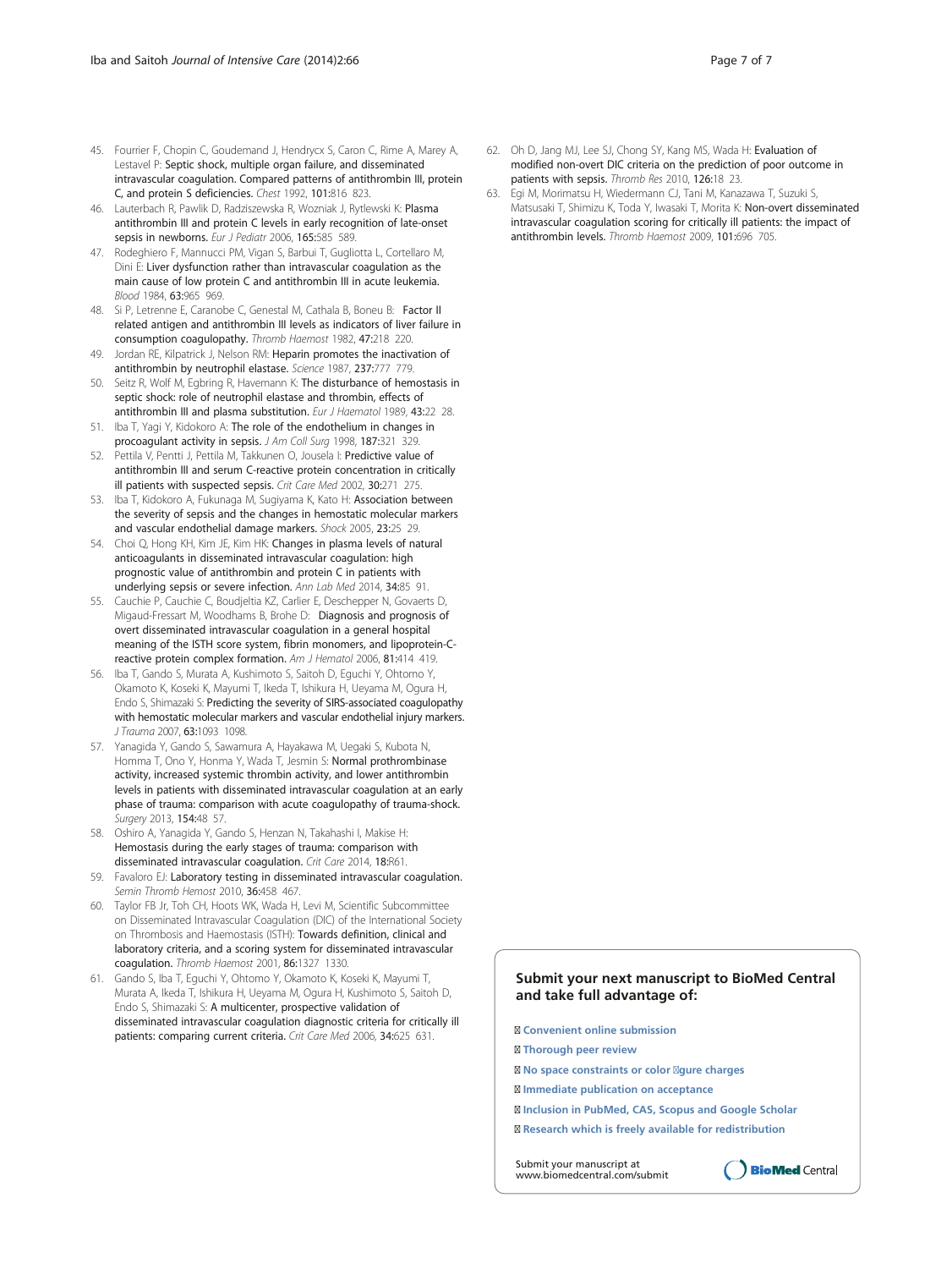45. Fourrier F, Chopin C, Goudemand J, Hendrycx S, Caron C, Rime A, Marey A, Lestavel P: **Septic shock, multiple organ failure, and disseminated intravascular coagulation. Compared patterns of antithrombin III, protein C, and protein S deficiencies.** *Chest* 1992, **101:**816–823.
46. Lauterbach R, Pawlik D, Radziszewska R, Wozniak J, Rytlewski K: **Plasma antithrombin III and protein C levels in early recognition of late-onset sepsis in newborns.** *Eur J Pediatr* 2006, **165:**585–589.
47. Rodeghiero F, Mannucci PM, Vigan S, Barbui T, Gugliotta L, Cortellaro M, Dini E: **Liver dysfunction rather than intravascular coagulation as the main cause of low protein C and antithrombin III in acute leukemia.** *Blood* 1984, **63:**965–969.
48. Si P, Letrenne E, Caranobe C, Genestal M, Cathala B, Boneu B: **Factor II related antigen and antithrombin III levels as indicators of liver failure in consumption coagulopathy.** *Thromb Haemost* 1982, **47:**218–220.
49. Jordan RE, Kilpatrick J, Nelson RM: **Heparin promotes the inactivation of antithrombin by neutrophil elastase.** *Science* 1987, **237:**777–779.
50. Seitz R, Wolf M, Egbring R, Havemann K: **The disturbance of hemostasis in septic shock: role of neutrophil elastase and thrombin, effects of antithrombin III and plasma substitution.** *Eur J Haematol* 1989, **43:**22–28.
51. Iba T, Yagi Y, Kidokoro A: **The role of the endothelium in changes in procoagulant activity in sepsis.** *J Am Coll Surg* 1998, **187:**321–329.
52. Pettila V, Pentti J, Pettila M, Takkunen O, Jousela I: **Predictive value of antithrombin III and serum C-reactive protein concentration in critically ill patients with suspected sepsis.** *Crit Care Med* 2002, **30:**271–275.
53. Iba T, Kidokoro A, Fukunaga M, Sugiyama K, Kato H: **Association between the severity of sepsis and the changes in hemostatic molecular markers and vascular endothelial damage markers.** *Shock* 2005, **23:**25–29.
54. Choi Q, Hong KH, Kim JE, Kim HK: **Changes in plasma levels of natural anticoagulants in disseminated intravascular coagulation: high prognostic value of antithrombin and protein C in patients with underlying sepsis or severe infection.** *Ann Lab Med* 2014, **34:**85–91.
55. Cauchie P, Cauchie C, Boudjeltia KZ, Carlier E, Deschepper N, Govaerts D, Migaud-Fressart M, Woodhams B, Brohe D: **Diagnosis and prognosis of overt disseminated intravascular coagulation in a general hospital meaning of the ISTH score system, fibrin monomers, and lipoprotein-C-reactive protein complex formation.** *Am J Hematol* 2006, **81:**414–419.
56. Iba T, Gando S, Murata A, Kushimoto S, Saitoh D, Eguchi Y, Ohtomo Y, Okamoto K, Koseki K, Mayumi T, Ikeda T, Ishikura H, Ueyama M, Ogura H, Endo S, Shimazaki S: **Predicting the severity of SIRS-associated coagulopathy with hemostatic molecular markers and vascular endothelial injury markers.** *J Trauma* 2007, **63:**1093–1098.
57. Yanagida Y, Gando S, Sawamura A, Hayakawa M, Uegaki S, Kubota N, Homma T, Ono Y, Honma Y, Wada T, Jesmin S: **Normal prothrombinase activity, increased systemic thrombin activity, and lower antithrombin levels in patients with disseminated intravascular coagulation at an early phase of trauma: comparison with acute coagulopathy of trauma-shock.** *Surgery* 2013, **154:**48–57.
58. Oshiro A, Yanagida Y, Gando S, Henzan N, Takahashi I, Makise H: **Hemostasis during the early stages of trauma: comparison with disseminated intravascular coagulation.** *Crit Care* 2014, **18:**R61.
59. Favaloro EJ: **Laboratory testing in disseminated intravascular coagulation.** *Semin Thromb Hemost* 2010, **36:**458–467.
60. Taylor FB Jr, Toh CH, Hoots WK, Wada H, Levi M, Scientific Subcommittee on Disseminated Intravascular Coagulation (DIC) of the International Society on Thrombosis and Haemostasis (ISTH): **Towards definition, clinical and laboratory criteria, and a scoring system for disseminated intravascular coagulation.** *Thromb Haemost* 2001, **86:**1327–1330.
61. Gando S, Iba T, Eguchi Y, Ohtomo Y, Okamoto K, Koseki K, Mayumi T, Murata A, Ikeda T, Ishikura H, Ueyama M, Ogura H, Kushimoto S, Saitoh D, Endo S, Shimazaki S: **A multicenter, prospective validation of disseminated intravascular coagulation diagnostic criteria for critically ill patients: comparing current criteria.** *Crit Care Med* 2006, **34:**625–631.
62. Oh D, Jang MJ, Lee SJ, Chong SY, Kang MS, Wada H: **Evaluation of modified non-overt DIC criteria on the prediction of poor outcome in patients with sepsis.** *Thromb Res* 2010, **126:**18–23.
63. Egi M, Morimatsu H, Wiedermann CJ, Tani M, Kanazawa T, Suzuki S, Matsusaki T, Shimizu K, Toda Y, Iwasaki T, Morita K: **Non-overt disseminated intravascular coagulation scoring for critically ill patients: the impact of antithrombin levels.** *Thromb Haemost* 2009, **101:**696–705.

**Submit your next manuscript to BioMed Central and take full advantage of:**

- **Convenient online submission**
- **Thorough peer review**
- **No space constraints or color figure charges**
- **Immediate publication on acceptance**
- **Inclusion in PubMed, CAS, Scopus and Google Scholar**
- **Research which is freely available for redistribution**

Submit your manuscript at
www.biomedcentral.com/submit

BioMed Central